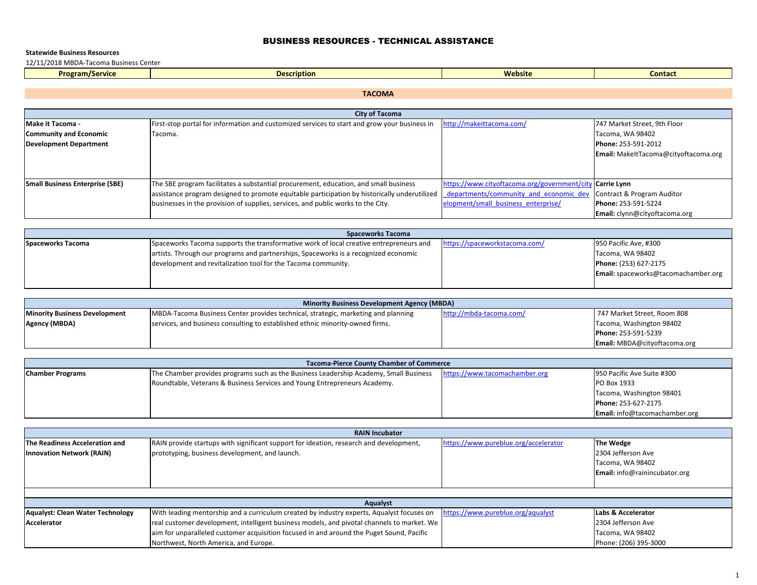# BUSINESS RESOURCES - TECHNICAL ASSISTANCE

**Statewide Business Resources**

12/11/2018 MBDA-Tacoma Business Center

| Program/Service | Description | Website | Contact |
|---|---|---|---|
| **TACOMA** | | | |
| **City of Tacoma** | | | |
| **Make it Tacoma - Community and Economic Development Department** | First-stop portal for information and customized services to start and grow your business in Tacoma. | http://makeittacoma.com/ | 747 Market Street, 9th Floor<br>Tacoma, WA 98402<br>**Phone:** 253-591-2012<br>**Email:** MakeItTacoma@cityoftacoma.org |
| **Small Business Enterprise (SBE)** | The SBE program facilitates a substantial procurement, education, and small business assistance program designed to promote equitable participation by historically underutilized businesses in the provision of supplies, services, and public works to the City. | https://www.cityoftacoma.org/government/city_departments/community_and_economic_development/small_business_enterprise/ | **Carrie Lynn**<br>Contract & Program Auditor<br>**Phone:** 253-591-5224<br>**Email:** clynn@cityoftacoma.org |
| **Spaceworks Tacoma** | | | |
| **Spaceworks Tacoma** | Spaceworks Tacoma supports the transformative work of local creative entrepreneurs and artists. Through our programs and partnerships, Spaceworks is a recognized economic development and revitalization tool for the Tacoma community. | https://spaceworkstacoma.com/ | 950 Pacific Ave, #300<br>Tacoma, WA 98402<br>**Phone:** (253) 627-2175<br>**Email:** spaceworks@tacomachamber.org |
| **Minority Business Development Agency (MBDA)** | | | |
| **Minority Business Development Agency (MBDA)** | MBDA-Tacoma Business Center provides technical, strategic, marketing and planning services, and business consulting to established ethnic minority-owned firms. | http://mbda-tacoma.com/ | 747 Market Street, Room 808<br>Tacoma, Washington 98402<br>**Phone:** 253-591-5239<br>**Email:** MBDA@cityoftacoma.org |
| **Tacoma-Pierce County Chamber of Commerce** | | | |
| **Chamber Programs** | The Chamber provides programs such as the Business Leadership Academy, Small Business Roundtable, Veterans & Business Services and Young Entrepreneurs Academy. | https://www.tacomachamber.org | 950 Pacific Ave Suite #300<br>PO Box 1933<br>Tacoma, Washington 98401<br>**Phone:** 253-627-2175<br>**Email:** info@tacomachamber.org |
| **RAIN Incubator** | | | |
| **The Readiness Acceleration and Innovation Network (RAIN)** | RAIN provide startups with significant support for ideation, research and development, prototyping, business development, and launch. | https://www.pureblue.org/accelerator | **The Wedge**<br>2304 Jefferson Ave<br>Tacoma, WA 98402<br>**Email:** info@rainincubator.org |
| **Aqualyst** | | | |
| **Aqualyst: Clean Water Technology Accelerator** | With leading mentorship and a curriculum created by industry experts, Aqualyst focuses on real customer development, intelligent business models, and pivotal channels to market. We aim for unparalleled customer acquisition focused in and around the Puget Sound, Pacific Northwest, North America, and Europe. | https://www.pureblue.org/aqualyst | **Labs & Accelerator**<br>2304 Jefferson Ave<br>Tacoma, WA 98402<br>Phone: (206) 395-3000 |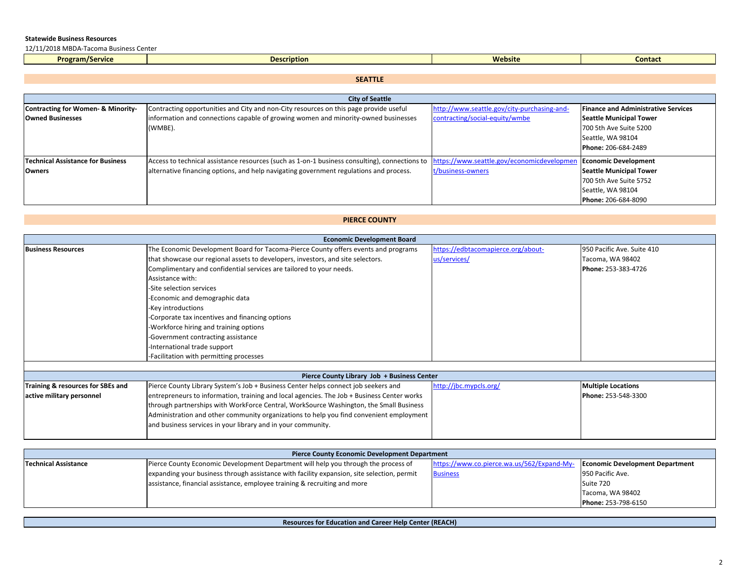**Statewide Business Resources**

12/11/2018 MBDA-Tacoma Business Center

| Program/Service | Description | Website | Contact |
|---|---|---|---|
| **SEATTLE** | | | |
| **City of Seattle** | | | |
| **Contracting for Women- & Minority-Owned Businesses** | Contracting opportunities and City and non-City resources on this page provide useful information and connections capable of growing women and minority-owned businesses (WMBE). | http://www.seattle.gov/city-purchasing-and-contracting/social-equity/wmbe | **Finance and Administrative Services**<br>**Seattle Municipal Tower**<br>700 5th Ave Suite 5200<br>Seattle, WA 98104<br>**Phone:** 206-684-2489 |
| **Technical Assistance for Business Owners** | Access to technical assistance resources (such as 1-on-1 business consulting), connections to alternative financing options, and help navigating government regulations and process. | https://www.seattle.gov/economicdevelopment/business-owners | **Economic Development**<br>**Seattle Municipal Tower**<br>700 5th Ave Suite 5752<br>Seattle, WA 98104<br>**Phone:** 206-684-8090 |
| **PIERCE COUNTY** | | | |
| **Economic Development Board** | | | |
| **Business Resources** | The Economic Development Board for Tacoma-Pierce County offers events and programs that showcase our regional assets to developers, investors, and site selectors. Complimentary and confidential services are tailored to your needs.<br>Assistance with:<br>-Site selection services<br>-Economic and demographic data<br>-Key introductions<br>-Corporate tax incentives and financing options<br>-Workforce hiring and training options<br>-Government contracting assistance<br>-International trade support<br>-Facilitation with permitting processes | https://edbtacomapierce.org/about-us/services/ | 950 Pacific Ave. Suite 410<br>Tacoma, WA 98402<br>**Phone:** 253-383-4726 |
| **Pierce County Library Job + Business Center** | | | |
| **Training & resources for SBEs and active military personnel** | Pierce County Library System's Job + Business Center helps connect job seekers and entrepreneurs to information, training and local agencies. The Job + Business Center works through partnerships with WorkForce Central, WorkSource Washington, the Small Business Administration and other community organizations to help you find convenient employment and business services in your library and in your community. | http://jbc.mypcls.org/ | **Multiple Locations**<br>**Phone:** 253-548-3300 |
| **Pierce County Economic Development Department** | | | |
| **Technical Assistance** | Pierce County Economic Development Department will help you through the process of expanding your business through assistance with facility expansion, site selection, permit assistance, financial assistance, employee training & recruiting and more | https://www.co.pierce.wa.us/562/Expand-My-Business | **Economic Development Department**<br>950 Pacific Ave.<br>Suite 720<br>Tacoma, WA 98402<br>**Phone:** 253-798-6150 |
| **Resources for Education and Career Help Center (REACH)** | | | |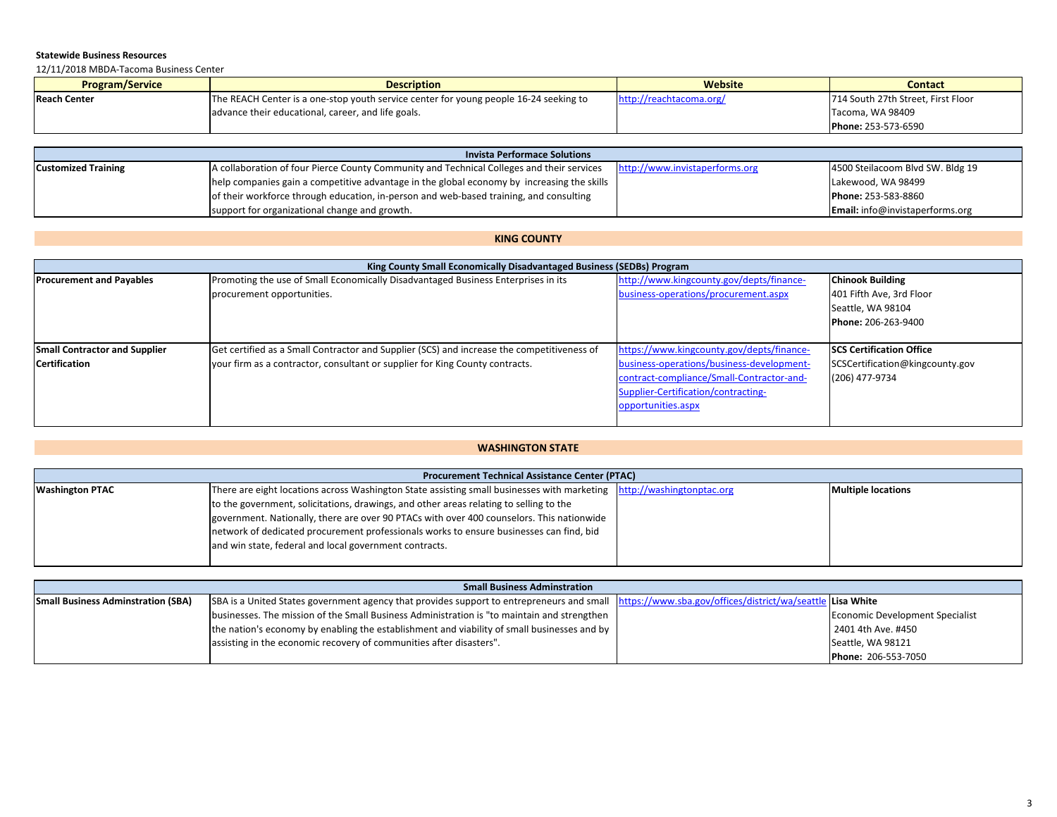**Statewide Business Resources**

12/11/2018 MBDA-Tacoma Business Center

| Program/Service | Description | Website | Contact |
|---|---|---|---|
| **Reach Center** | The REACH Center is a one-stop youth service center for young people 16-24 seeking to advance their educational, career, and life goals. | http://reachtacoma.org/ | 714 South 27th Street, First Floor<br>Tacoma, WA 98409<br>**Phone:** 253-573-6590 |

| Invista Performace Solutions | | | |
|---|---|---|---|
| **Customized Training** | A collaboration of four Pierce County Community and Technical Colleges and their services help companies gain a competitive advantage in the global economy by increasing the skills of their workforce through education, in-person and web-based training, and consulting support for organizational change and growth. | http://www.invistaperforms.org | 4500 Steilacoom Blvd SW. Bldg 19<br>Lakewood, WA 98499<br>**Phone:** 253-583-8860<br>**Email:** info@invistaperforms.org |

## KING COUNTY

| King County Small Economically Disadvantaged Business (SEDBs) Program | | | |
|---|---|---|---|
| **Procurement and Payables** | Promoting the use of Small Economically Disadvantaged Business Enterprises in its procurement opportunities. | http://www.kingcounty.gov/depts/finance-business-operations/procurement.aspx | **Chinook Building**<br>401 Fifth Ave, 3rd Floor<br>Seattle, WA 98104<br>**Phone:** 206-263-9400 |
| **Small Contractor and Supplier Certification** | Get certified as a Small Contractor and Supplier (SCS) and increase the competitiveness of your firm as a contractor, consultant or supplier for King County contracts. | https://www.kingcounty.gov/depts/finance-business-operations/business-development-contract-compliance/Small-Contractor-and-Supplier-Certification/contracting-opportunities.aspx | **SCS Certification Office**<br>SCSCertification@kingcounty.gov<br>(206) 477-9734 |

## WASHINGTON STATE

| Procurement Technical Assistance Center (PTAC) | | | |
|---|---|---|---|
| **Washington PTAC** | There are eight locations across Washington State assisting small businesses with marketing to the government, solicitations, drawings, and other areas relating to selling to the government. Nationally, there are over 90 PTACs with over 400 counselors. This nationwide network of dedicated procurement professionals works to ensure businesses can find, bid and win state, federal and local government contracts. | http://washingtonptac.org | **Multiple locations** |

| Small Business Adminstration | | | |
|---|---|---|---|
| **Small Business Adminstration (SBA)** | SBA is a United States government agency that provides support to entrepreneurs and small businesses. The mission of the Small Business Administration is "to maintain and strengthen the nation's economy by enabling the establishment and viability of small businesses and by assisting in the economic recovery of communities after disasters". | https://www.sba.gov/offices/district/wa/seattle | **Lisa White**<br>Economic Development Specialist<br>2401 4th Ave. #450<br>Seattle, WA 98121<br>**Phone:** 206-553-7050 |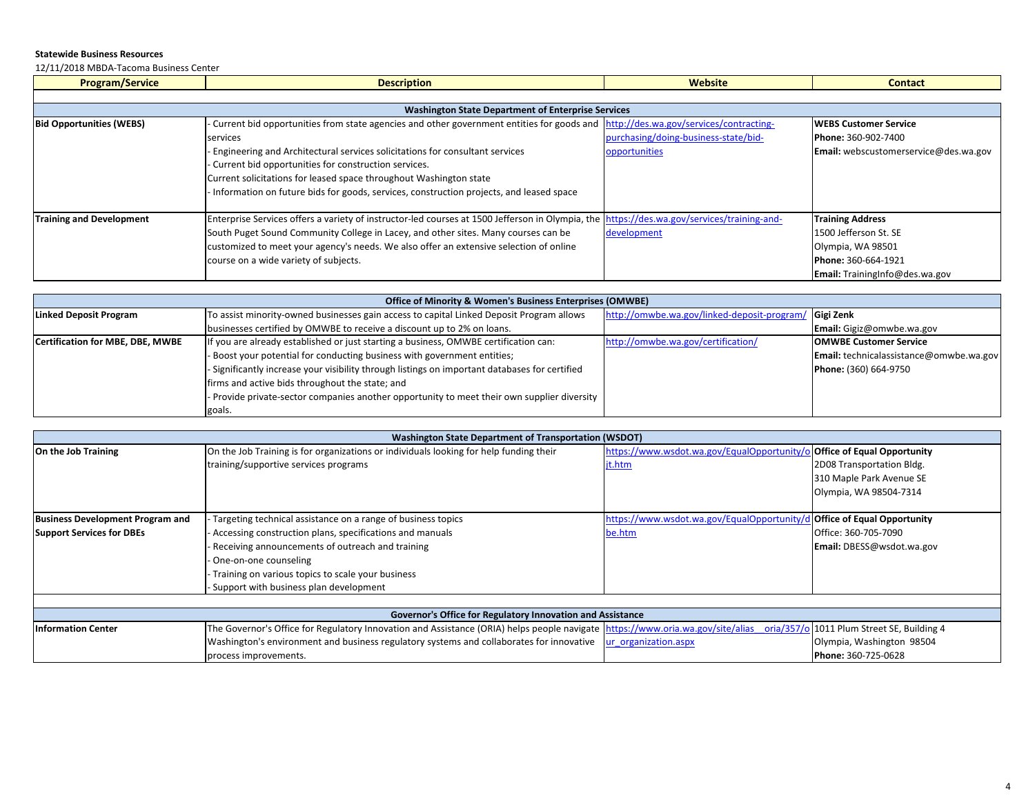**Statewide Business Resources**

12/11/2018 MBDA-Tacoma Business Center

| Program/Service | Description | Website | Contact |
|---|---|---|---|
| **Washington State Department of Enterprise Services** | | | |
| **Bid Opportunities (WEBS)** | - Current bid opportunities from state agencies and other government entities for goods and services<br>- Engineering and Architectural services solicitations for consultant services<br>- Current bid opportunities for construction services.<br>Current solicitations for leased space throughout Washington state<br>- Information on future bids for goods, services, construction projects, and leased space | http://des.wa.gov/services/contracting-purchasing/doing-business-state/bid-opportunities | **WEBS Customer Service**<br>**Phone:** 360-902-7400<br>**Email:** webscustomerservice@des.wa.gov |
| **Training and Development** | Enterprise Services offers a variety of instructor-led courses at 1500 Jefferson in Olympia, the South Puget Sound Community College in Lacey, and other sites. Many courses can be customized to meet your agency's needs. We also offer an extensive selection of online course on a wide variety of subjects. | https://des.wa.gov/services/training-and-development | **Training Address**<br>1500 Jefferson St. SE<br>Olympia, WA 98501<br>**Phone:** 360-664-1921<br>**Email:** TrainingInfo@des.wa.gov |
| **Office of Minority & Women's Business Enterprises (OMWBE)** | | | |
| **Linked Deposit Program** | To assist minority-owned businesses gain access to capital Linked Deposit Program allows businesses certified by OMWBE to receive a discount up to 2% on loans. | http://omwbe.wa.gov/linked-deposit-program/ | **Gigi Zenk**<br>**Email:** Gigiz@omwbe.wa.gov |
| **Certification for MBE, DBE, MWBE** | If you are already established or just starting a business, OMWBE certification can:<br>- Boost your potential for conducting business with government entities;<br>- Significantly increase your visibility through listings on important databases for certified firms and active bids throughout the state; and<br>- Provide private-sector companies another opportunity to meet their own supplier diversity goals. | http://omwbe.wa.gov/certification/ | **OMWBE Customer Service**<br>**Email:** technicalassistance@omwbe.wa.gov<br>**Phone:** (360) 664-9750 |
| **Washington State Department of Transportation (WSDOT)** | | | |
| **On the Job Training** | On the Job Training is for organizations or individuals looking for help funding their training/supportive services programs | https://www.wsdot.wa.gov/EqualOpportunity/ojt.htm | **Office of Equal Opportunity**<br>2D08 Transportation Bldg.<br>310 Maple Park Avenue SE<br>Olympia, WA 98504-7314 |
| **Business Development Program and Support Services for DBEs** | - Targeting technical assistance on a range of business topics<br>- Accessing construction plans, specifications and manuals<br>- Receiving announcements of outreach and training<br>- One-on-one counseling<br>- Training on various topics to scale your business<br>- Support with business plan development | https://www.wsdot.wa.gov/EqualOpportunity/dbe.htm | **Office of Equal Opportunity**<br>Office: 360-705-7090<br>**Email:** DBESS@wsdot.wa.gov |
| **Governor's Office for Regulatory Innovation and Assistance** | | | |
| **Information Center** | The Governor's Office for Regulatory Innovation and Assistance (ORIA) helps people navigate Washington's environment and business regulatory systems and collaborates for innovative process improvements. | https://www.oria.wa.gov/site/alias__oria/357/our_organization.aspx | 1011 Plum Street SE, Building 4<br>Olympia, Washington 98504<br>**Phone:** 360-725-0628 |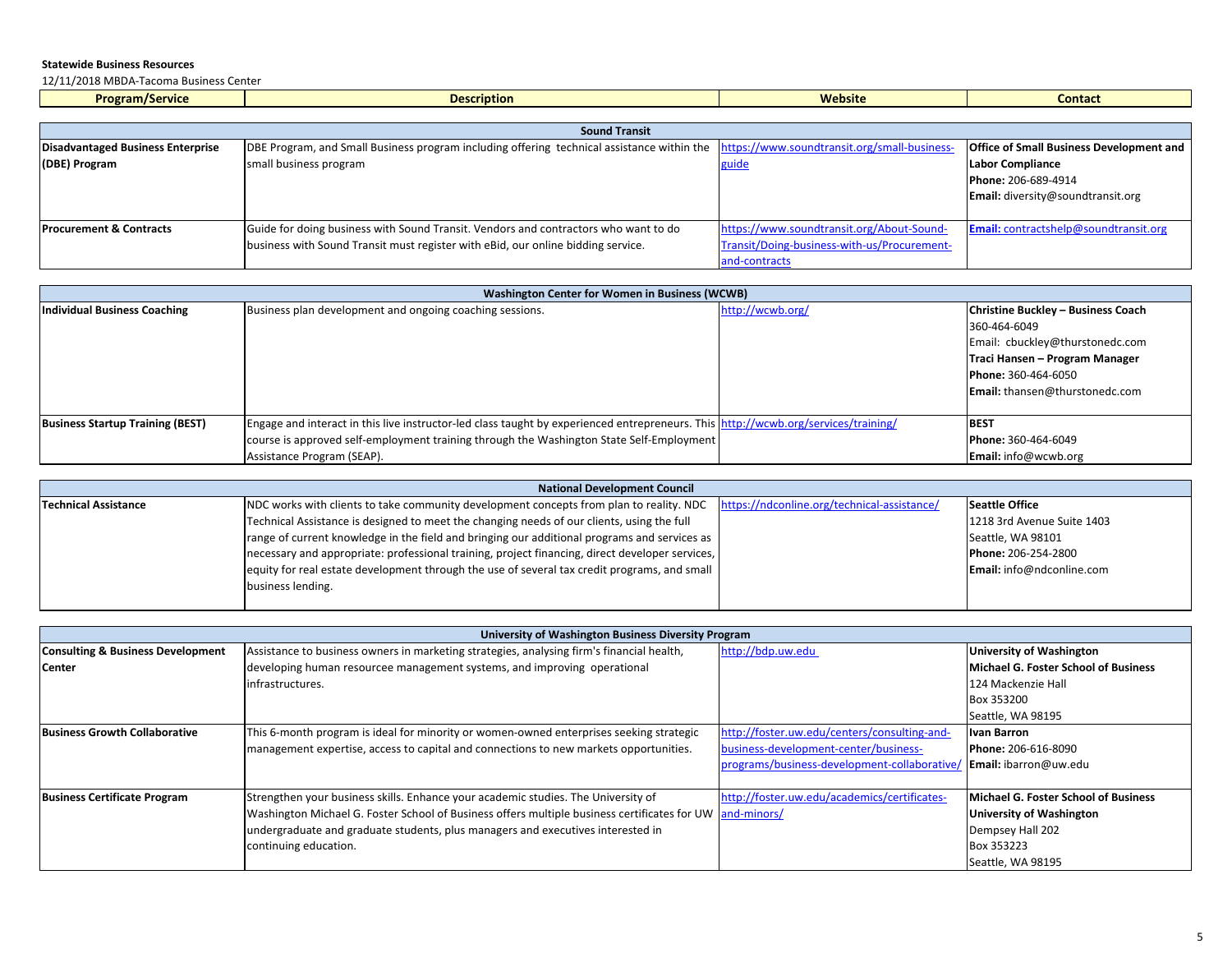**Statewide Business Resources**

12/11/2018 MBDA-Tacoma Business Center

| Program/Service | Description | Website | Contact |
|---|---|---|---|
| **Sound Transit** | | | |
| **Disadvantaged Business Enterprise (DBE) Program** | DBE Program, and Small Business program including offering technical assistance within the small business program | https://www.soundtransit.org/small-business-guide | **Office of Small Business Development and Labor Compliance** **Phone:** 206-689-4914 **Email:** diversity@soundtransit.org |
| **Procurement & Contracts** | Guide for doing business with Sound Transit. Vendors and contractors who want to do business with Sound Transit must register with eBid, our online bidding service. | https://www.soundtransit.org/About-Sound-Transit/Doing-business-with-us/Procurement-and-contracts | **Email:** contractshelp@soundtransit.org |
| **Washington Center for Women in Business (WCWB)** | | | |
| **Individual Business Coaching** | Business plan development and ongoing coaching sessions. | http://wcwb.org/ | **Christine Buckley – Business Coach** 360-464-6049 Email: cbuckley@thurstonedc.com **Traci Hansen – Program Manager** **Phone:** 360-464-6050 **Email:** thansen@thurstonedc.com |
| **Business Startup Training (BEST)** | Engage and interact in this live instructor-led class taught by experienced entrepreneurs. This course is approved self-employment training through the Washington State Self-Employment Assistance Program (SEAP). | http://wcwb.org/services/training/ | **BEST** **Phone:** 360-464-6049 **Email:** info@wcwb.org |
| **National Development Council** | | | |
| **Technical Assistance** | NDC works with clients to take community development concepts from plan to reality. NDC Technical Assistance is designed to meet the changing needs of our clients, using the full range of current knowledge in the field and bringing our additional programs and services as necessary and appropriate: professional training, project financing, direct developer services, equity for real estate development through the use of several tax credit programs, and small business lending. | https://ndconline.org/technical-assistance/ | **Seattle Office** 1218 3rd Avenue Suite 1403 Seattle, WA 98101 **Phone:** 206-254-2800 **Email:** info@ndconline.com |
| **University of Washington Business Diversity Program** | | | |
| **Consulting & Business Development Center** | Assistance to business owners in marketing strategies, analysing firm's financial health, developing human resourcee management systems, and improving operational infrastructures. | http://bdp.uw.edu | **University of Washington** **Michael G. Foster School of Business** 124 Mackenzie Hall Box 353200 Seattle, WA 98195 |
| **Business Growth Collaborative** | This 6-month program is ideal for minority or women-owned enterprises seeking strategic management expertise, access to capital and connections to new markets opportunities. | http://foster.uw.edu/centers/consulting-and-business-development-center/business-programs/business-development-collaborative/ | **Ivan Barron** **Phone:** 206-616-8090 **Email:** ibarron@uw.edu |
| **Business Certificate Program** | Strengthen your business skills. Enhance your academic studies. The University of Washington Michael G. Foster School of Business offers multiple business certificates for UW undergraduate and graduate students, plus managers and executives interested in continuing education. | http://foster.uw.edu/academics/certificates-and-minors/ | **Michael G. Foster School of Business** **University of Washington** Dempsey Hall 202 Box 353223 Seattle, WA 98195 |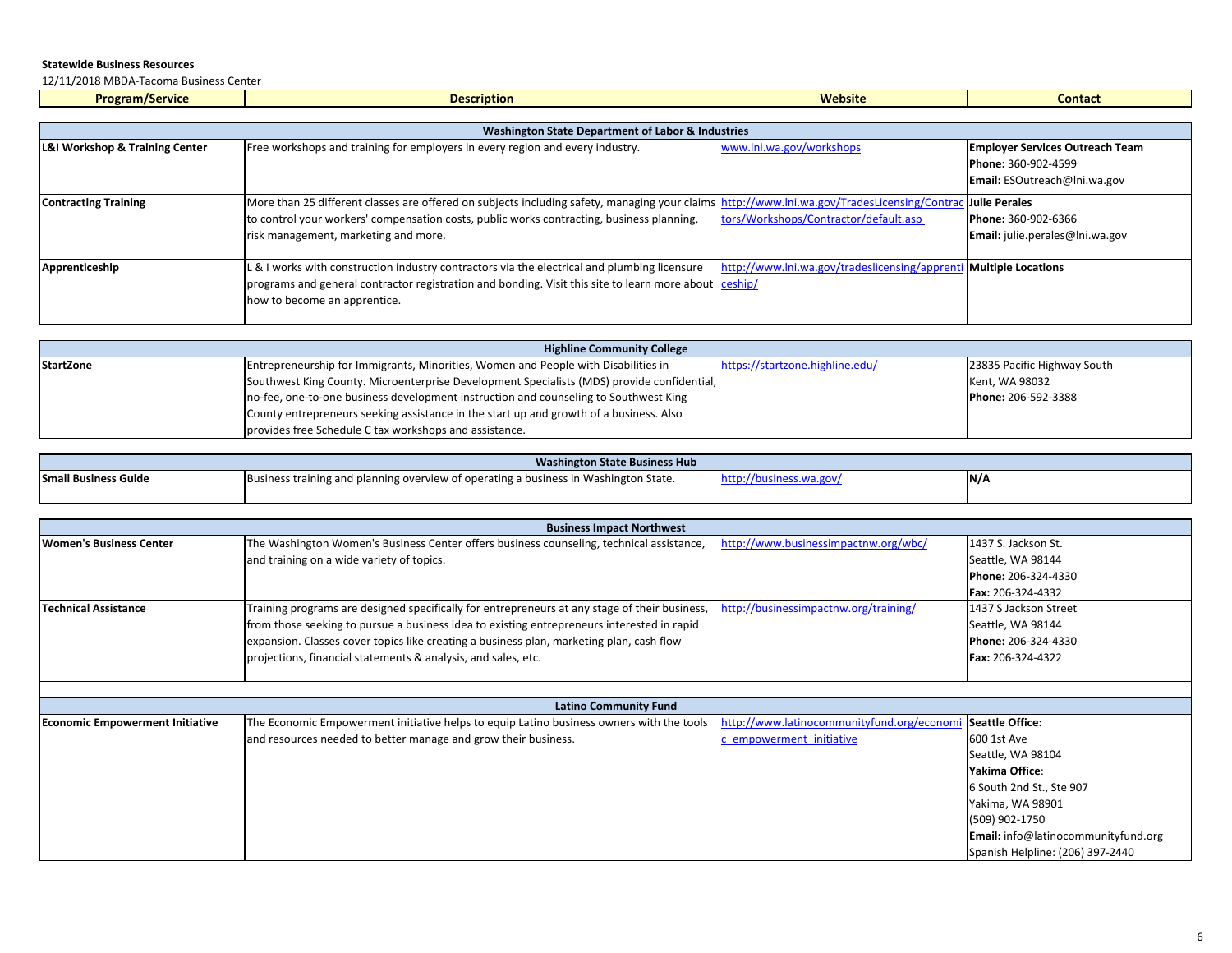**Statewide Business Resources**

12/11/2018 MBDA-Tacoma Business Center

| Program/Service | Description | Website | Contact |
|---|---|---|---|
| **Washington State Department of Labor & Industries** | | | |
| **L&I Workshop & Training Center** | Free workshops and training for employers in every region and every industry. | www.lni.wa.gov/workshops | **Employer Services Outreach Team**<br>**Phone:** 360-902-4599<br>**Email:** ESOutreach@lni.wa.gov |
| **Contracting Training** | More than 25 different classes are offered on subjects including safety, managing your claims to control your workers' compensation costs, public works contracting, business planning, risk management, marketing and more. | http://www.lni.wa.gov/TradesLicensing/Contractors/Workshops/Contractor/default.asp | **Julie Perales**<br>**Phone:** 360-902-6366<br>**Email:** julie.perales@lni.wa.gov |
| **Apprenticeship** | L & I works with construction industry contractors via the electrical and plumbing licensure programs and general contractor registration and bonding. Visit this site to learn more about how to become an apprentice. | http://www.lni.wa.gov/tradeslicensing/apprenticeship/ | **Multiple Locations** |
| **Highline Community College** | | | |
| **StartZone** | Entrepreneurship for Immigrants, Minorities, Women and People with Disabilities in Southwest King County. Microenterprise Development Specialists (MDS) provide confidential, no-fee, one-to-one business development instruction and counseling to Southwest King County entrepreneurs seeking assistance in the start up and growth of a business. Also provides free Schedule C tax workshops and assistance. | https://startzone.highline.edu/ | 23835 Pacific Highway South<br>Kent, WA 98032<br>**Phone:** 206-592-3388 |
| **Washington State Business Hub** | | | |
| **Small Business Guide** | Business training and planning overview of operating a business in Washington State. | http://business.wa.gov/ | **N/A** |
| **Business Impact Northwest** | | | |
| **Women's Business Center** | The Washington Women's Business Center offers business counseling, technical assistance, and training on a wide variety of topics. | http://www.businessimpactnw.org/wbc/ | 1437 S. Jackson St.<br>Seattle, WA 98144<br>**Phone:** 206-324-4330<br>**Fax:** 206-324-4332 |
| **Technical Assistance** | Training programs are designed specifically for entrepreneurs at any stage of their business, from those seeking to pursue a business idea to existing entrepreneurs interested in rapid expansion. Classes cover topics like creating a business plan, marketing plan, cash flow projections, financial statements & analysis, and sales, etc. | http://businessimpactnw.org/training/ | 1437 S Jackson Street<br>Seattle, WA 98144<br>**Phone:** 206-324-4330<br>**Fax:** 206-324-4322 |
| **Latino Community Fund** | | | |
| **Economic Empowerment Initiative** | The Economic Empowerment initiative helps to equip Latino business owners with the tools and resources needed to better manage and grow their business. | http://www.latinocommunityfund.org/economic_empowerment_initiative | **Seattle Office:**<br>600 1st Ave<br>Seattle, WA 98104<br>**Yakima Office**:<br>6 South 2nd St., Ste 907<br>Yakima, WA 98901<br>(509) 902-1750<br>**Email:** info@latinocommunityfund.org<br>Spanish Helpline: (206) 397-2440 |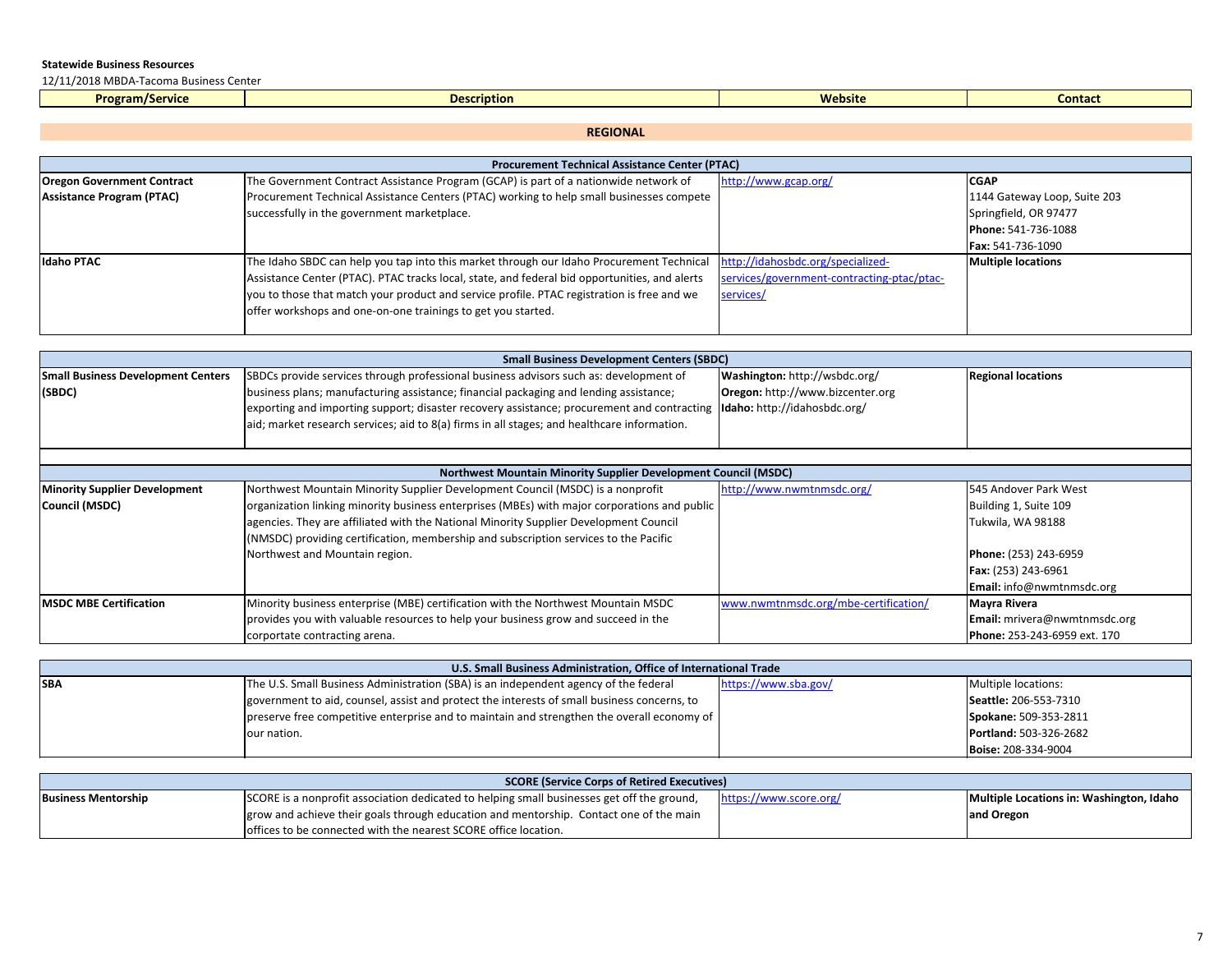**Statewide Business Resources**

12/11/2018 MBDA-Tacoma Business Center

| Program/Service | Description | Website | Contact |
|---|---|---|---|
| **REGIONAL** | | | |
| **Procurement Technical Assistance Center (PTAC)** | | | |
| **Oregon Government Contract Assistance Program (PTAC)** | The Government Contract Assistance Program (GCAP) is part of a nationwide network of Procurement Technical Assistance Centers (PTAC) working to help small businesses compete successfully in the government marketplace. | http://www.gcap.org/ | **CGAP**<br>1144 Gateway Loop, Suite 203<br>Springfield, OR 97477<br>**Phone:** 541-736-1088<br>**Fax:** 541-736-1090 |
| **Idaho PTAC** | The Idaho SBDC can help you tap into this market through our Idaho Procurement Technical Assistance Center (PTAC). PTAC tracks local, state, and federal bid opportunities, and alerts you to those that match your product and service profile. PTAC registration is free and we offer workshops and one-on-one trainings to get you started. | http://idahosbdc.org/specialized-services/government-contracting-ptac/ptac-services/ | **Multiple locations** |
| **Small Business Development Centers (SBDC)** | | | |
| **Small Business Development Centers (SBDC)** | SBDCs provide services through professional business advisors such as: development of business plans; manufacturing assistance; financial packaging and lending assistance; exporting and importing support; disaster recovery assistance; procurement and contracting aid; market research services; aid to 8(a) firms in all stages; and healthcare information. | **Washington:** http://wsbdc.org/<br>**Oregon:** http://www.bizcenter.org<br>**Idaho:** http://idahosbdc.org/ | **Regional locations** |
| **Northwest Mountain Minority Supplier Development Council (MSDC)** | | | |
| **Minority Supplier Development Council (MSDC)** | Northwest Mountain Minority Supplier Development Council (MSDC) is a nonprofit organization linking minority business enterprises (MBEs) with major corporations and public agencies. They are affiliated with the National Minority Supplier Development Council (NMSDC) providing certification, membership and subscription services to the Pacific Northwest and Mountain region. | http://www.nwmtnmsdc.org/ | 545 Andover Park West<br>Building 1, Suite 109<br>Tukwila, WA 98188<br><br>**Phone:** (253) 243-6959<br>**Fax:** (253) 243-6961<br>**Email:** info@nwmtnmsdc.org |
| **MSDC MBE Certification** | Minority business enterprise (MBE) certification with the Northwest Mountain MSDC provides you with valuable resources to help your business grow and succeed in the corportate contracting arena. | www.nwmtnmsdc.org/mbe-certification/ | **Mayra Rivera**<br>**Email:** mrivera@nwmtnmsdc.org<br>**Phone:** 253-243-6959 ext. 170 |
| **U.S. Small Business Administration, Office of International Trade** | | | |
| **SBA** | The U.S. Small Business Administration (SBA) is an independent agency of the federal government to aid, counsel, assist and protect the interests of small business concerns, to preserve free competitive enterprise and to maintain and strengthen the overall economy of our nation. | https://www.sba.gov/ | Multiple locations:<br>**Seattle:** 206-553-7310<br>**Spokane:** 509-353-2811<br>**Portland:** 503-326-2682<br>**Boise:** 208-334-9004 |
| **SCORE (Service Corps of Retired Executives)** | | | |
| **Business Mentorship** | SCORE is a nonprofit association dedicated to helping small businesses get off the ground, grow and achieve their goals through education and mentorship. Contact one of the main offices to be connected with the nearest SCORE office location. | https://www.score.org/ | **Multiple Locations in: Washington, Idaho and Oregon** |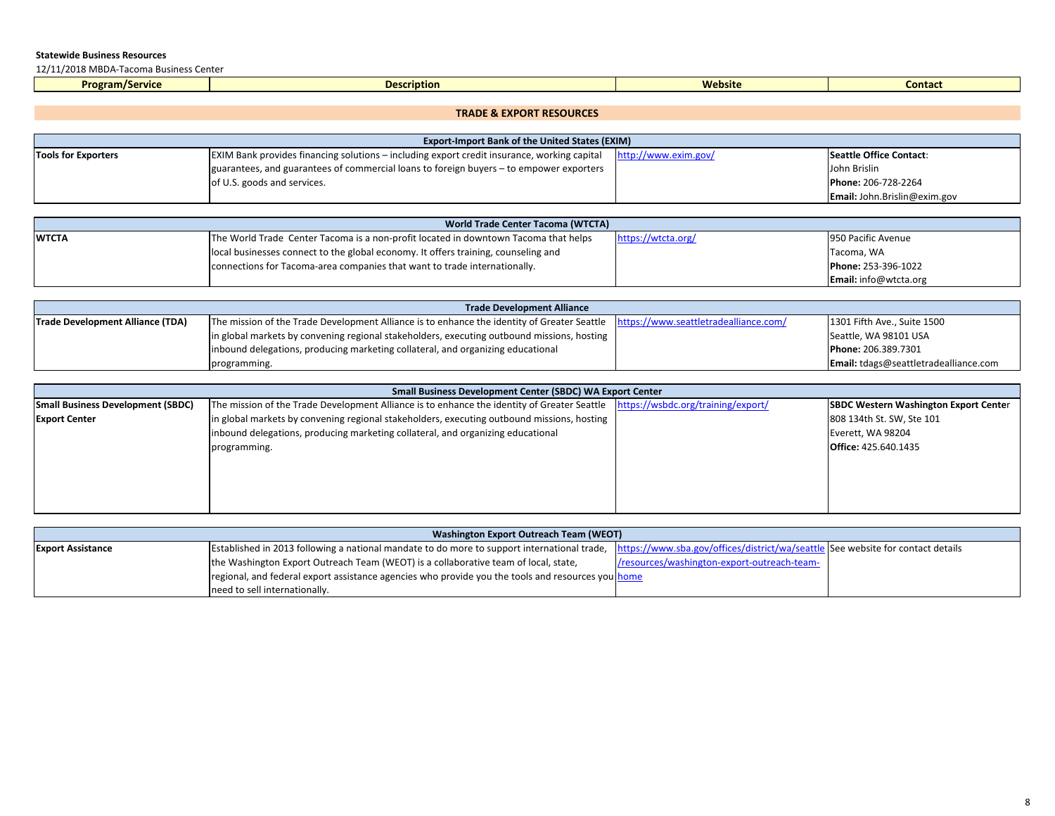**Statewide Business Resources**

12/11/2018 MBDA-Tacoma Business Center

| Program/Service | Description | Website | Contact |
|---|---|---|---|
| **TRADE & EXPORT RESOURCES** | | | |
| **Export-Import Bank of the United States (EXIM)** | | | |
| **Tools for Exporters** | EXIM Bank provides financing solutions – including export credit insurance, working capital guarantees, and guarantees of commercial loans to foreign buyers – to empower exporters of U.S. goods and services. | http://www.exim.gov/ | **Seattle Office Contact**: John Brislin **Phone:** 206-728-2264 **Email:** John.Brislin@exim.gov |
| **World Trade Center Tacoma (WTCTA)** | | | |
| **WTCTA** | The World Trade Center Tacoma is a non-profit located in downtown Tacoma that helps local businesses connect to the global economy. It offers training, counseling and connections for Tacoma-area companies that want to trade internationally. | https://wtcta.org/ | 950 Pacific Avenue Tacoma, WA **Phone:** 253-396-1022 **Email:** info@wtcta.org |
| **Trade Development Alliance** | | | |
| **Trade Development Alliance (TDA)** | The mission of the Trade Development Alliance is to enhance the identity of Greater Seattle in global markets by convening regional stakeholders, executing outbound missions, hosting inbound delegations, producing marketing collateral, and organizing educational programming. | https://www.seattletradealliance.com/ | 1301 Fifth Ave., Suite 1500 Seattle, WA 98101 USA **Phone:** 206.389.7301 **Email:** tdags@seattletradealliance.com |
| **Small Business Development Center (SBDC) WA Export Center** | | | |
| **Small Business Development (SBDC) Export Center** | The mission of the Trade Development Alliance is to enhance the identity of Greater Seattle in global markets by convening regional stakeholders, executing outbound missions, hosting inbound delegations, producing marketing collateral, and organizing educational programming. | https://wsbdc.org/training/export/ | **SBDC Western Washington Export Center** 808 134th St. SW, Ste 101 Everett, WA 98204 **Office:** 425.640.1435 |
| **Washington Export Outreach Team (WEOT)** | | | |
| **Export Assistance** | Established in 2013 following a national mandate to do more to support international trade, the Washington Export Outreach Team (WEOT) is a collaborative team of local, state, regional, and federal export assistance agencies who provide you the tools and resources you need to sell internationally. | https://www.sba.gov/offices/district/wa/seattle/resources/washington-export-outreach-team-home | See website for contact details |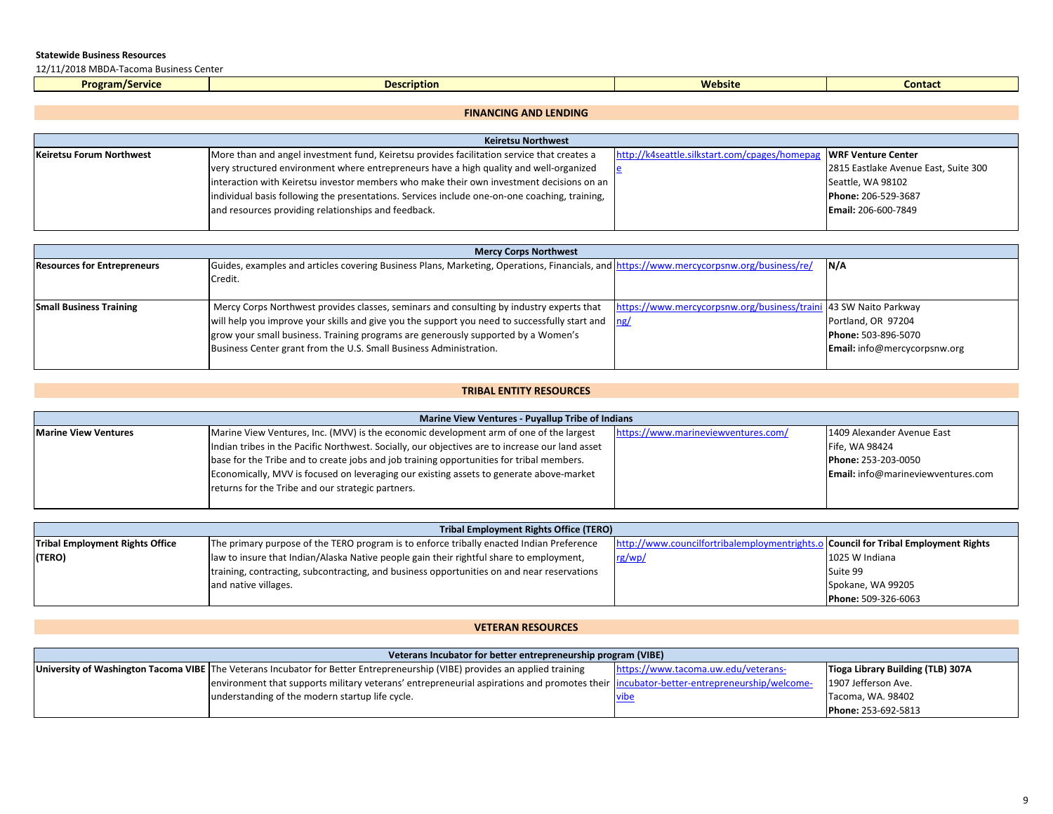**Statewide Business Resources**

12/11/2018 MBDA-Tacoma Business Center

| Program/Service | Description | Website | Contact |
|---|---|---|---|
| **FINANCING AND LENDING** | | | |
| **Keiretsu Northwest** | | | |
| **Keiretsu Forum Northwest** | More than and angel investment fund, Keiretsu provides facilitation service that creates a very structured environment where entrepreneurs have a high quality and well-organized interaction with Keiretsu investor members who make their own investment decisions on an individual basis following the presentations. Services include one-on-one coaching, training, and resources providing relationships and feedback. | http://k4seattle.silkstart.com/cpages/homepage | **WRF Venture Center**<br>2815 Eastlake Avenue East, Suite 300<br>Seattle, WA 98102<br>**Phone:** 206-529-3687<br>**Email:** 206-600-7849 |
| **Mercy Corps Northwest** | | | |
| **Resources for Entrepreneurs** | Guides, examples and articles covering Business Plans, Marketing, Operations, Financials, and Credit. | https://www.mercycorpsnw.org/business/re/ | **N/A** |
| **Small Business Training** | Mercy Corps Northwest provides classes, seminars and consulting by industry experts that will help you improve your skills and give you the support you need to successfully start and grow your small business. Training programs are generously supported by a Women's Business Center grant from the U.S. Small Business Administration. | https://www.mercycorpsnw.org/business/training/ | 43 SW Naito Parkway<br>Portland, OR 97204<br>**Phone:** 503-896-5070<br>**Email:** info@mercycorpsnw.org |
| **TRIBAL ENTITY RESOURCES** | | | |
| **Marine View Ventures - Puyallup Tribe of Indians** | | | |
| **Marine View Ventures** | Marine View Ventures, Inc. (MVV) is the economic development arm of one of the largest Indian tribes in the Pacific Northwest. Socially, our objectives are to increase our land asset base for the Tribe and to create jobs and job training opportunities for tribal members. Economically, MVV is focused on leveraging our existing assets to generate above-market returns for the Tribe and our strategic partners. | https://www.marineviewventures.com/ | 1409 Alexander Avenue East<br>Fife, WA 98424<br>**Phone:** 253-203-0050<br>**Email:** info@marineviewventures.com |
| **Tribal Employment Rights Office (TERO)** | | | |
| **Tribal Employment Rights Office (TERO)** | The primary purpose of the TERO program is to enforce tribally enacted Indian Preference law to insure that Indian/Alaska Native people gain their rightful share to employment, training, contracting, subcontracting, and business opportunities on and near reservations and native villages. | http://www.councilfortribalemploymentrights.org/wp/ | **Council for Tribal Employment Rights**<br>1025 W Indiana<br>Suite 99<br>Spokane, WA 99205<br>**Phone:** 509-326-6063 |
| **VETERAN RESOURCES** | | | |
| **Veterans Incubator for better entrepreneurship program (VIBE)** | | | |
| **University of Washington Tacoma VIBE** | The Veterans Incubator for Better Entrepreneurship (VIBE) provides an applied training environment that supports military veterans' entrepreneurial aspirations and promotes their understanding of the modern startup life cycle. | https://www.tacoma.uw.edu/veterans-incubator-better-entrepreneurship/welcome-vibe | **Tioga Library Building (TLB) 307A**<br>1907 Jefferson Ave.<br>Tacoma, WA. 98402<br>**Phone:** 253-692-5813 |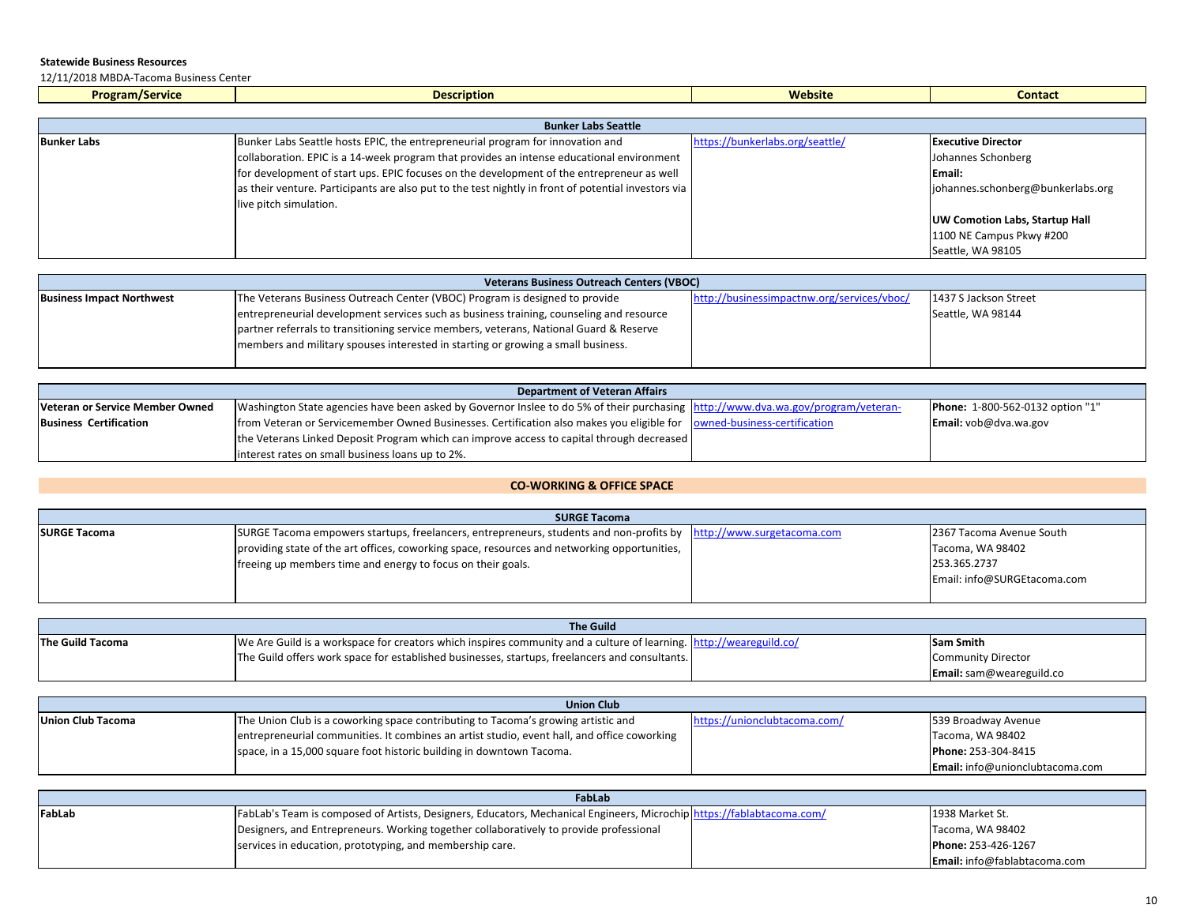**Statewide Business Resources**

12/11/2018 MBDA-Tacoma Business Center

| Program/Service | Description | Website | Contact |
|---|---|---|---|
| **Bunker Labs Seattle** | | | |
| **Bunker Labs** | Bunker Labs Seattle hosts EPIC, the entrepreneurial program for innovation and collaboration. EPIC is a 14-week program that provides an intense educational environment for development of start ups. EPIC focuses on the development of the entrepreneur as well as their venture. Participants are also put to the test nightly in front of potential investors via live pitch simulation. | https://bunkerlabs.org/seattle/ | **Executive Director** Johannes Schonberg **Email:** johannes.schonberg@bunkerlabs.org **UW Comotion Labs, Startup Hall** 1100 NE Campus Pkwy #200 Seattle, WA 98105 |
| **Veterans Business Outreach Centers (VBOC)** | | | |
| **Business Impact Northwest** | The Veterans Business Outreach Center (VBOC) Program is designed to provide entrepreneurial development services such as business training, counseling and resource partner referrals to transitioning service members, veterans, National Guard & Reserve members and military spouses interested in starting or growing a small business. | http://businessimpactnw.org/services/vboc/ | 1437 S Jackson Street Seattle, WA 98144 |
| **Department of Veteran Affairs** | | | |
| **Veteran or Service Member Owned Business Certification** | Washington State agencies have been asked by Governor Inslee to do 5% of their purchasing from Veteran or Servicemember Owned Businesses. Certification also makes you eligible for the Veterans Linked Deposit Program which can improve access to capital through decreased interest rates on small business loans up to 2%. | http://www.dva.wa.gov/program/veteran-owned-business-certification | **Phone:** 1-800-562-0132 option "1" **Email:** vob@dva.wa.gov |

**CO-WORKING & OFFICE SPACE**

| Program/Service | Description | Website | Contact |
|---|---|---|---|
| **SURGE Tacoma** | | | |
| **SURGE Tacoma** | SURGE Tacoma empowers startups, freelancers, entrepreneurs, students and non-profits by providing state of the art offices, coworking space, resources and networking opportunities, freeing up members time and energy to focus on their goals. | http://www.surgetacoma.com | 2367 Tacoma Avenue South Tacoma, WA 98402 253.365.2737 Email: info@SURGEtacoma.com |
| **The Guild** | | | |
| **The Guild Tacoma** | We Are Guild is a workspace for creators which inspires community and a culture of learning. The Guild offers work space for established businesses, startups, freelancers and consultants. | http://weareguild.co/ | **Sam Smith** Community Director **Email:** sam@weareguild.co |
| **Union Club** | | | |
| **Union Club Tacoma** | The Union Club is a coworking space contributing to Tacoma's growing artistic and entrepreneurial communities. It combines an artist studio, event hall, and office coworking space, in a 15,000 square foot historic building in downtown Tacoma. | https://unionclubtacoma.com/ | 539 Broadway Avenue Tacoma, WA 98402 **Phone:** 253-304-8415 **Email:** info@unionclubtacoma.com |
| **FabLab** | | | |
| **FabLab** | FabLab's Team is composed of Artists, Designers, Educators, Mechanical Engineers, Microchip Designers, and Entrepreneurs. Working together collaboratively to provide professional services in education, prototyping, and membership care. | https://fablabtacoma.com/ | 1938 Market St. Tacoma, WA 98402 **Phone:** 253-426-1267 **Email:** info@fablabtacoma.com |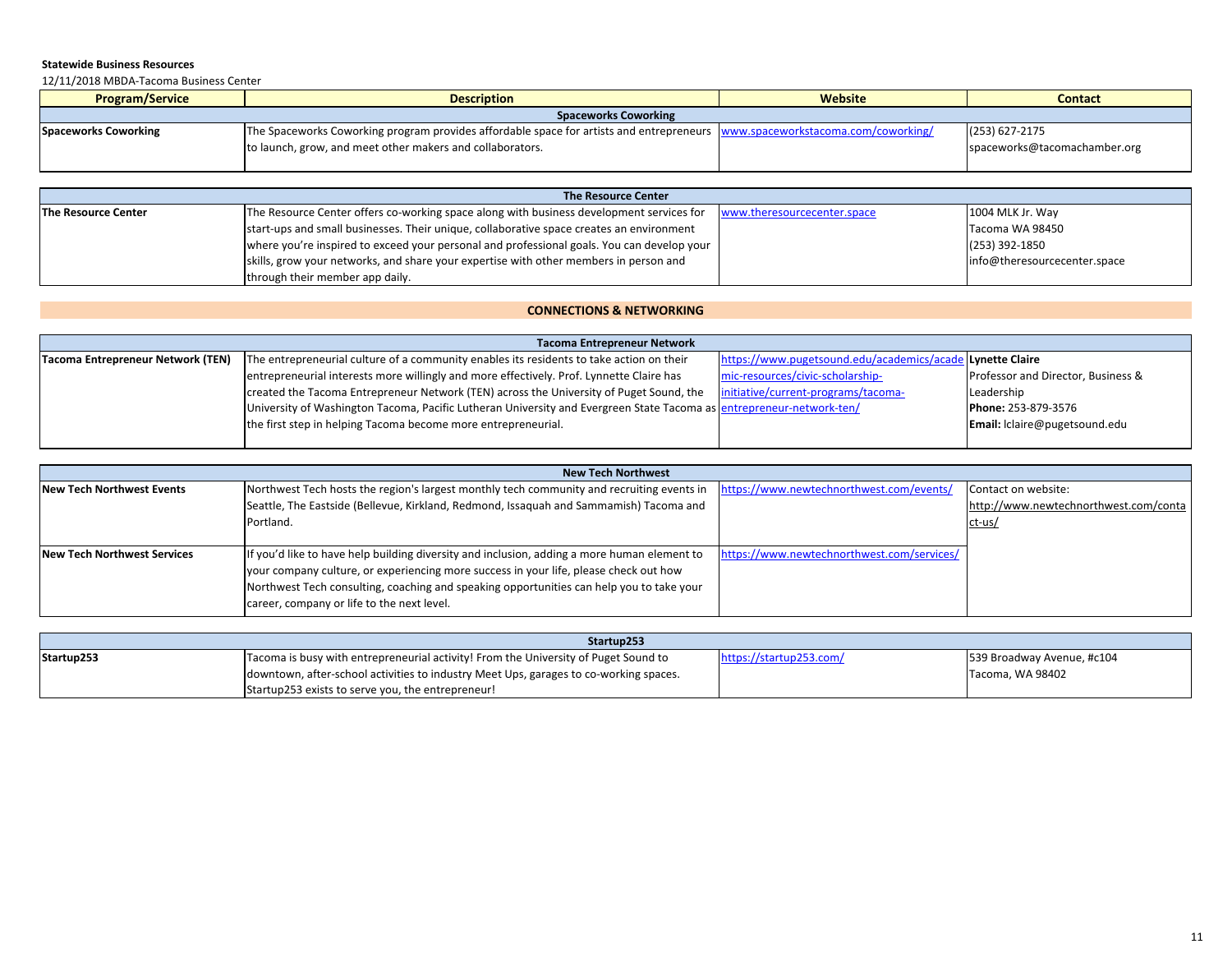**Statewide Business Resources**

12/11/2018 MBDA-Tacoma Business Center

| Program/Service | Description | Website | Contact |
|---|---|---|---|
| **Spaceworks Coworking** | | | |
| **Spaceworks Coworking** | The Spaceworks Coworking program provides affordable space for artists and entrepreneurs to launch, grow, and meet other makers and collaborators. | www.spaceworkstacoma.com/coworking/ | (253) 627-2175<br>spaceworks@tacomachamber.org |

| | | | |
|---|---|---|---|
| **The Resource Center** | | | |
| **The Resource Center** | The Resource Center offers co-working space along with business development services for start-ups and small businesses. Their unique, collaborative space creates an environment where you're inspired to exceed your personal and professional goals. You can develop your skills, grow your networks, and share your expertise with other members in person and through their member app daily. | www.theresourcecenter.space | 1004 MLK Jr. Way<br>Tacoma WA 98450<br>(253) 392-1850<br>info@theresourcecenter.space |

## CONNECTIONS & NETWORKING

| | | | |
|---|---|---|---|
| **Tacoma Entrepreneur Network** | | | |
| **Tacoma Entrepreneur Network (TEN)** | The entrepreneurial culture of a community enables its residents to take action on their entrepreneurial interests more willingly and more effectively. Prof. Lynnette Claire has created the Tacoma Entrepreneur Network (TEN) across the University of Puget Sound, the University of Washington Tacoma, Pacific Lutheran University and Evergreen State Tacoma as the first step in helping Tacoma become more entrepreneurial. | https://www.pugetsound.edu/academics/academic-resources/civic-scholarship-initiative/current-programs/tacoma-entrepreneur-network-ten/ | **Lynette Claire**<br>Professor and Director, Business & Leadership<br>**Phone:** 253-879-3576<br>**Email:** lclaire@pugetsound.edu |

| | | | |
|---|---|---|---|
| **New Tech Northwest** | | | |
| **New Tech Northwest Events** | Northwest Tech hosts the region's largest monthly tech community and recruiting events in Seattle, The Eastside (Bellevue, Kirkland, Redmond, Issaquah and Sammamish) Tacoma and Portland. | https://www.newtechnorthwest.com/events/ | Contact on website:<br>http://www.newtechnorthwest.com/contact-us/ |
| **New Tech Northwest Services** | If you'd like to have help building diversity and inclusion, adding a more human element to your company culture, or experiencing more success in your life, please check out how Northwest Tech consulting, coaching and speaking opportunities can help you to take your career, company or life to the next level. | https://www.newtechnorthwest.com/services/ | |

| | | | |
|---|---|---|---|
| **Startup253** | | | |
| **Startup253** | Tacoma is busy with entrepreneurial activity! From the University of Puget Sound to downtown, after-school activities to industry Meet Ups, garages to co-working spaces. Startup253 exists to serve you, the entrepreneur! | https://startup253.com/ | 539 Broadway Avenue, #c104<br>Tacoma, WA 98402 |